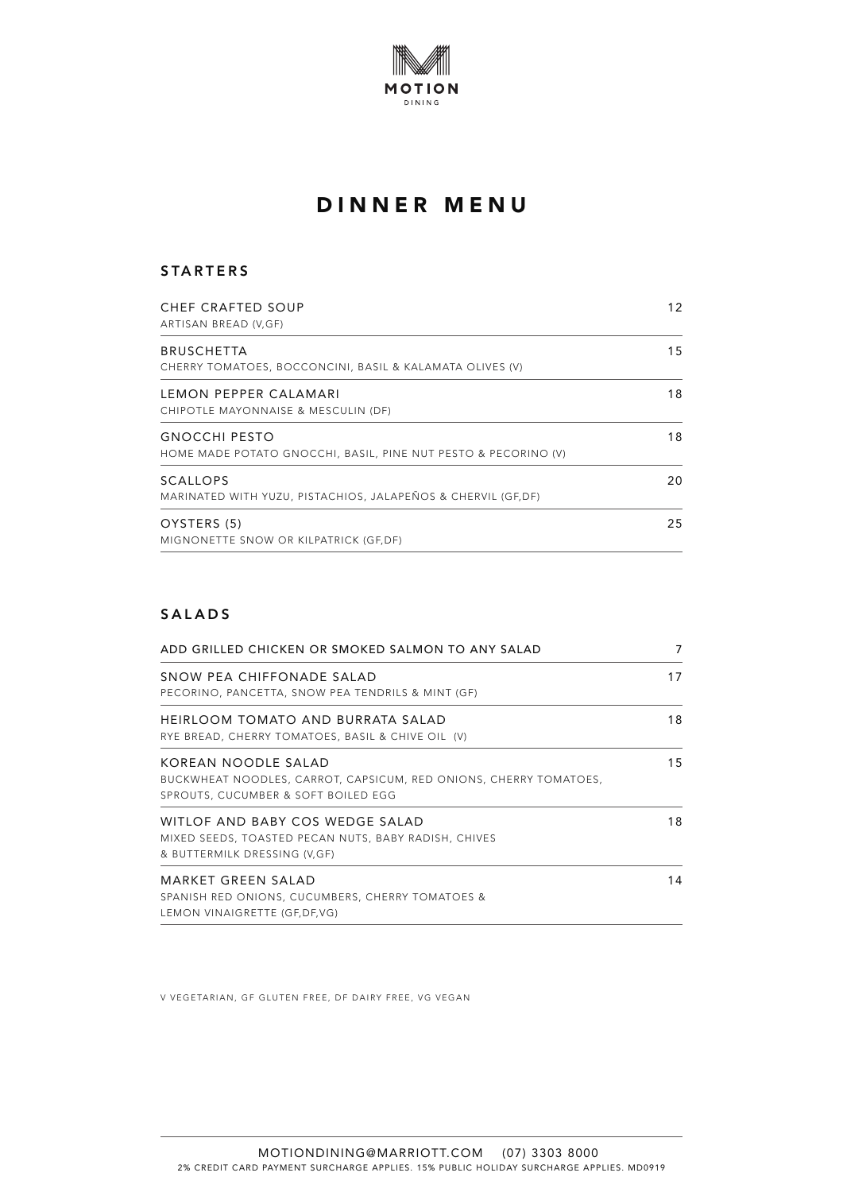MOTION

DINING

# DINNER MENU

## STARTERS

| Item | Price |
|---|---|
| CHEF CRAFTED SOUP<br>ARTISAN BREAD (V,GF) | 12 |
| BRUSCHETTA<br>CHERRY TOMATOES, BOCCONCINI, BASIL & KALAMATA OLIVES (V) | 15 |
| LEMON PEPPER CALAMARI<br>CHIPOTLE MAYONNAISE & MESCULIN (DF) | 18 |
| GNOCCHI PESTO<br>HOME MADE POTATO GNOCCHI, BASIL, PINE NUT PESTO & PECORINO (V) | 18 |
| SCALLOPS<br>MARINATED WITH YUZU, PISTACHIOS, JALAPEÑOS & CHERVIL (GF,DF) | 20 |
| OYSTERS (5)<br>MIGNONETTE SNOW OR KILPATRICK (GF,DF) | 25 |

## SALADS

| Item | Price |
|---|---|
| ADD GRILLED CHICKEN OR SMOKED SALMON TO ANY SALAD | 7 |
| SNOW PEA CHIFFONADE SALAD<br>PECORINO, PANCETTA, SNOW PEA TENDRILS & MINT (GF) | 17 |
| HEIRLOOM TOMATO AND BURRATA SALAD<br>RYE BREAD, CHERRY TOMATOES, BASIL & CHIVE OIL (V) | 18 |
| KOREAN NOODLE SALAD<br>BUCKWHEAT NOODLES, CARROT, CAPSICUM, RED ONIONS, CHERRY TOMATOES, SPROUTS, CUCUMBER & SOFT BOILED EGG | 15 |
| WITLOF AND BABY COS WEDGE SALAD<br>MIXED SEEDS, TOASTED PECAN NUTS, BABY RADISH, CHIVES & BUTTERMILK DRESSING (V,GF) | 18 |
| MARKET GREEN SALAD<br>SPANISH RED ONIONS, CUCUMBERS, CHERRY TOMATOES & LEMON VINAIGRETTE (GF,DF,VG) | 14 |

V VEGETARIAN, GF GLUTEN FREE, DF DAIRY FREE, VG VEGAN

MOTIONDINING@MARRIOTT.COM (07) 3303 8000

2% CREDIT CARD PAYMENT SURCHARGE APPLIES. 15% PUBLIC HOLIDAY SURCHARGE APPLIES. MD0919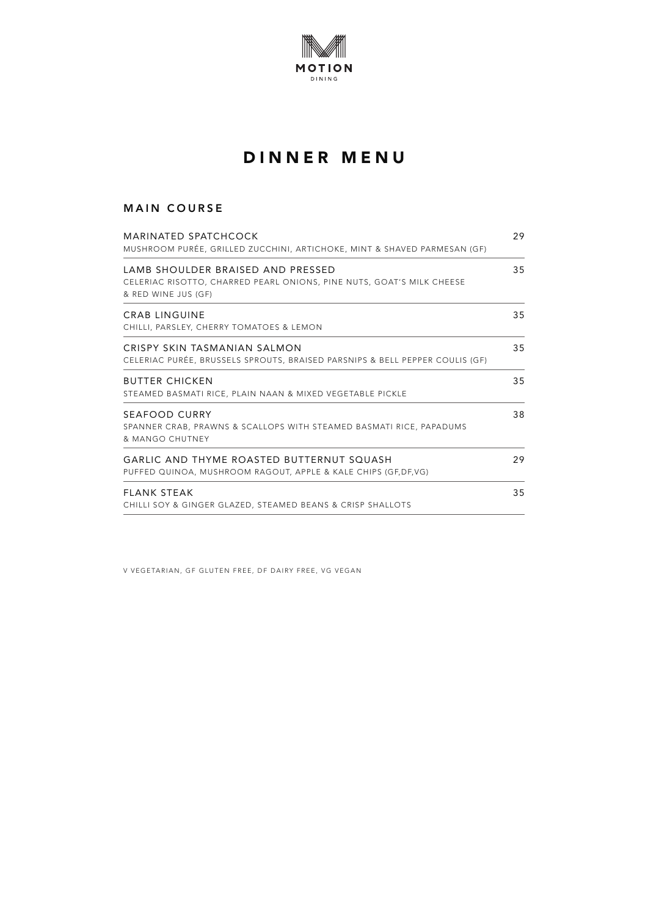MOTION

DINING

# DINNER MENU

## MAIN COURSE

| | |
|---|---|
| MARINATED SPATCHCOCK<br>MUSHROOM PURÉE, GRILLED ZUCCHINI, ARTICHOKE, MINT & SHAVED PARMESAN (GF) | 29 |
| LAMB SHOULDER BRAISED AND PRESSED<br>CELERIAC RISOTTO, CHARRED PEARL ONIONS, PINE NUTS, GOAT'S MILK CHEESE & RED WINE JUS (GF) | 35 |
| CRAB LINGUINE<br>CHILLI, PARSLEY, CHERRY TOMATOES & LEMON | 35 |
| CRISPY SKIN TASMANIAN SALMON<br>CELERIAC PURÉE, BRUSSELS SPROUTS, BRAISED PARSNIPS & BELL PEPPER COULIS (GF) | 35 |
| BUTTER CHICKEN<br>STEAMED BASMATI RICE, PLAIN NAAN & MIXED VEGETABLE PICKLE | 35 |
| SEAFOOD CURRY<br>SPANNER CRAB, PRAWNS & SCALLOPS WITH STEAMED BASMATI RICE, PAPADUMS & MANGO CHUTNEY | 38 |
| GARLIC AND THYME ROASTED BUTTERNUT SQUASH<br>PUFFED QUINOA, MUSHROOM RAGOUT, APPLE & KALE CHIPS (GF,DF,VG) | 29 |
| FLANK STEAK<br>CHILLI SOY & GINGER GLAZED, STEAMED BEANS & CRISP SHALLOTS | 35 |

V VEGETARIAN, GF GLUTEN FREE, DF DAIRY FREE, VG VEGAN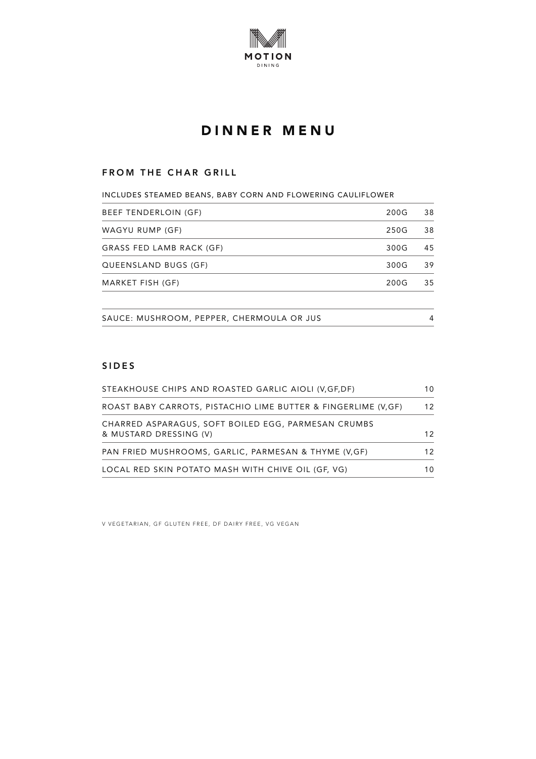MOTION

DINING

# DINNER MENU

## FROM THE CHAR GRILL

INCLUDES STEAMED BEANS, BABY CORN AND FLOWERING CAULIFLOWER

| | | |
|---|---|---|
| BEEF TENDERLOIN (GF) | 200G | 38 |
| WAGYU RUMP (GF) | 250G | 38 |
| GRASS FED LAMB RACK (GF) | 300G | 45 |
| QUEENSLAND BUGS (GF) | 300G | 39 |
| MARKET FISH (GF) | 200G | 35 |

| | |
|---|---|
| SAUCE: MUSHROOM, PEPPER, CHERMOULA OR JUS | 4 |

## SIDES

| | |
|---|---|
| STEAKHOUSE CHIPS AND ROASTED GARLIC AIOLI (V,GF,DF) | 10 |
| ROAST BABY CARROTS, PISTACHIO LIME BUTTER & FINGERLIME (V,GF) | 12 |
| CHARRED ASPARAGUS, SOFT BOILED EGG, PARMESAN CRUMBS & MUSTARD DRESSING (V) | 12 |
| PAN FRIED MUSHROOMS, GARLIC, PARMESAN & THYME (V,GF) | 12 |
| LOCAL RED SKIN POTATO MASH WITH CHIVE OIL (GF, VG) | 10 |

V VEGETARIAN, GF GLUTEN FREE, DF DAIRY FREE, VG VEGAN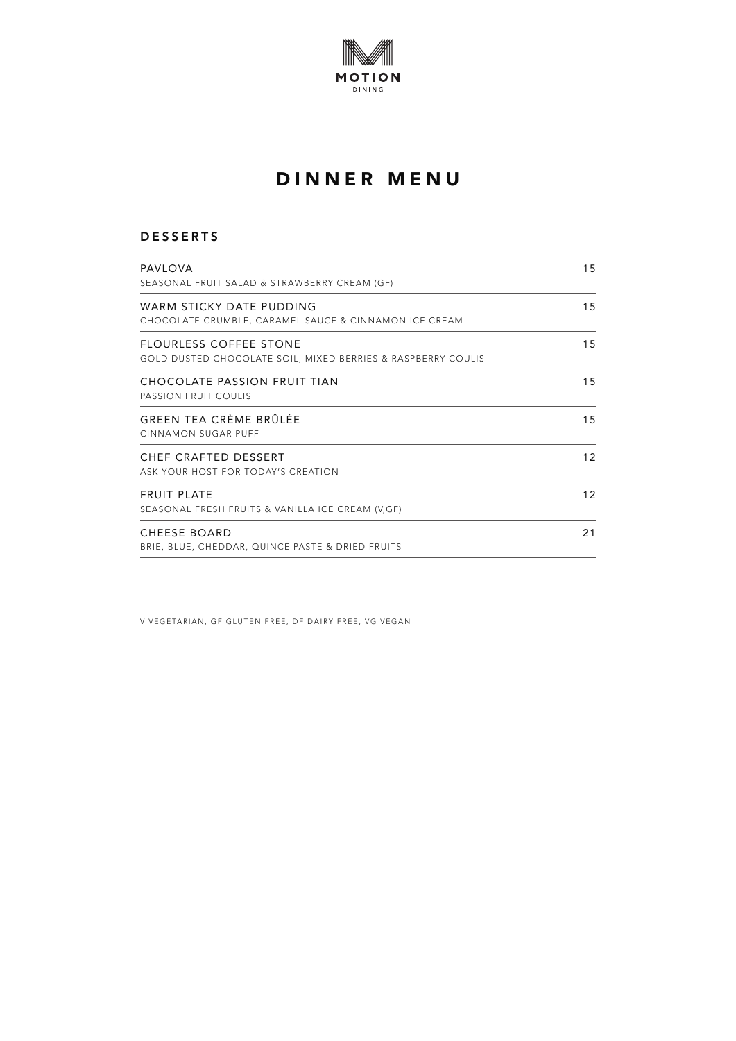MOTION
DINING

# DINNER MENU

## DESSERTS

| | |
|---|---|
| PAVLOVA<br>SEASONAL FRUIT SALAD & STRAWBERRY CREAM (GF) | 15 |
| WARM STICKY DATE PUDDING<br>CHOCOLATE CRUMBLE, CARAMEL SAUCE & CINNAMON ICE CREAM | 15 |
| FLOURLESS COFFEE STONE<br>GOLD DUSTED CHOCOLATE SOIL, MIXED BERRIES & RASPBERRY COULIS | 15 |
| CHOCOLATE PASSION FRUIT TIAN<br>PASSION FRUIT COULIS | 15 |
| GREEN TEA CRÈME BRÛLÉE<br>CINNAMON SUGAR PUFF | 15 |
| CHEF CRAFTED DESSERT<br>ASK YOUR HOST FOR TODAY'S CREATION | 12 |
| FRUIT PLATE<br>SEASONAL FRESH FRUITS & VANILLA ICE CREAM (V,GF) | 12 |
| CHEESE BOARD<br>BRIE, BLUE, CHEDDAR, QUINCE PASTE & DRIED FRUITS | 21 |

V VEGETARIAN, GF GLUTEN FREE, DF DAIRY FREE, VG VEGAN